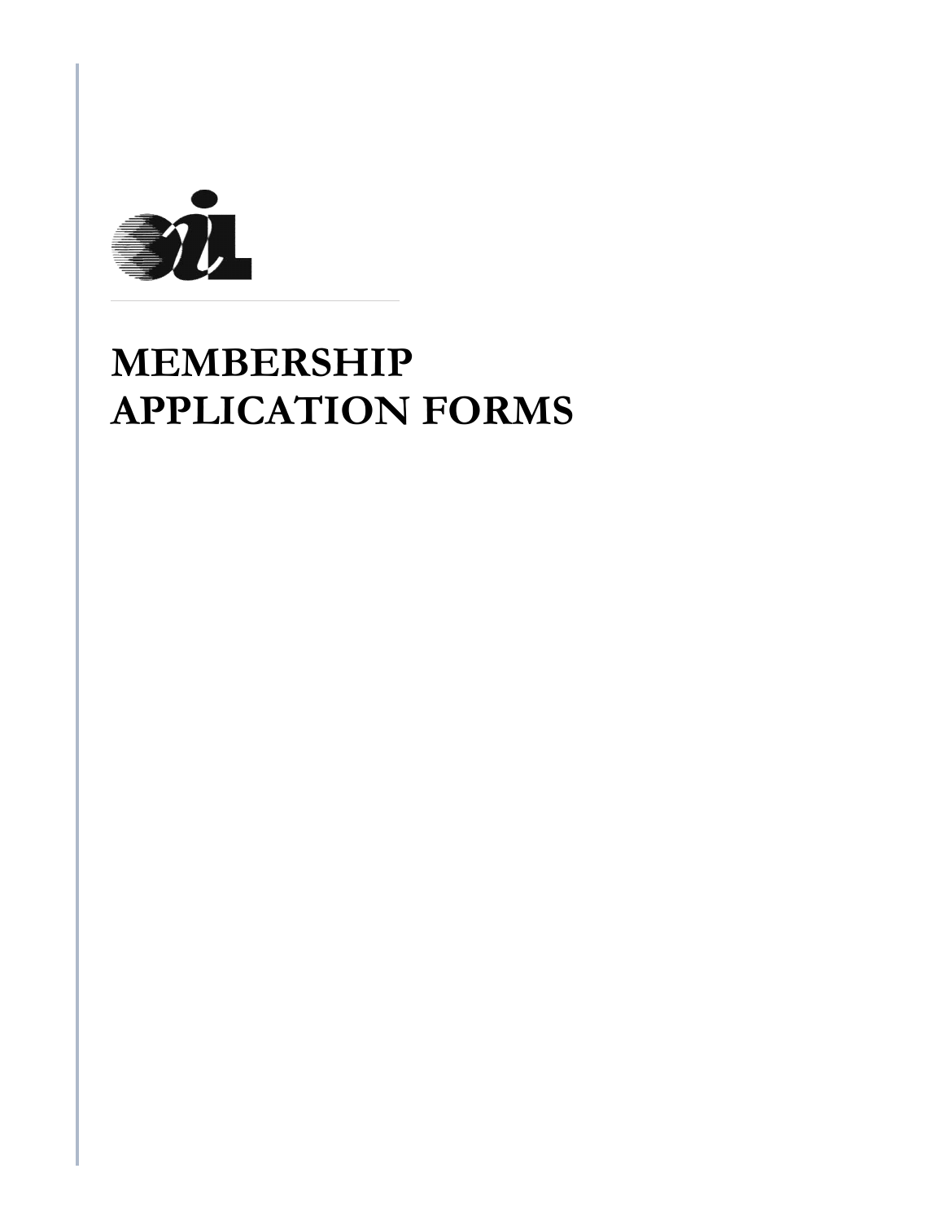# MEMBERSHIP APPLICATION FORMS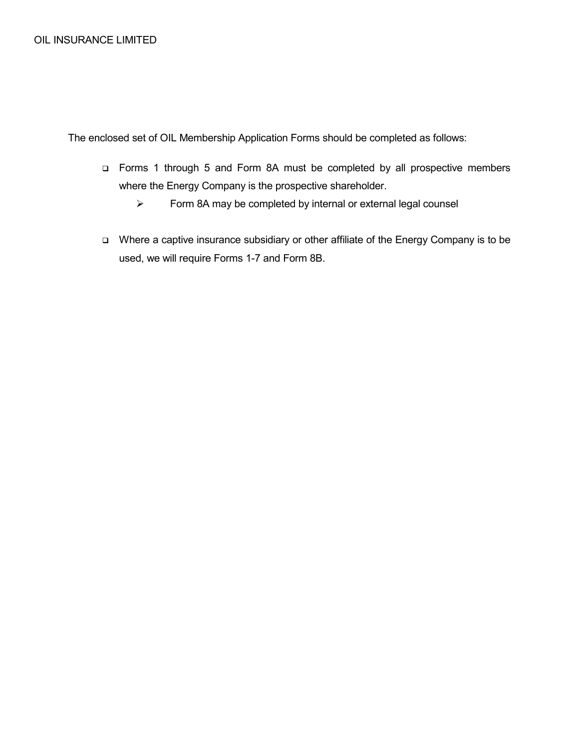The enclosed set of OIL Membership Application Forms should be completed as follows:

- Forms 1 through 5 and Form 8A must be completed by all prospective members where the Energy Company is the prospective shareholder.
  - Form 8A may be completed by internal or external legal counsel

- Where a captive insurance subsidiary or other affiliate of the Energy Company is to be used, we will require Forms 1-7 and Form 8B.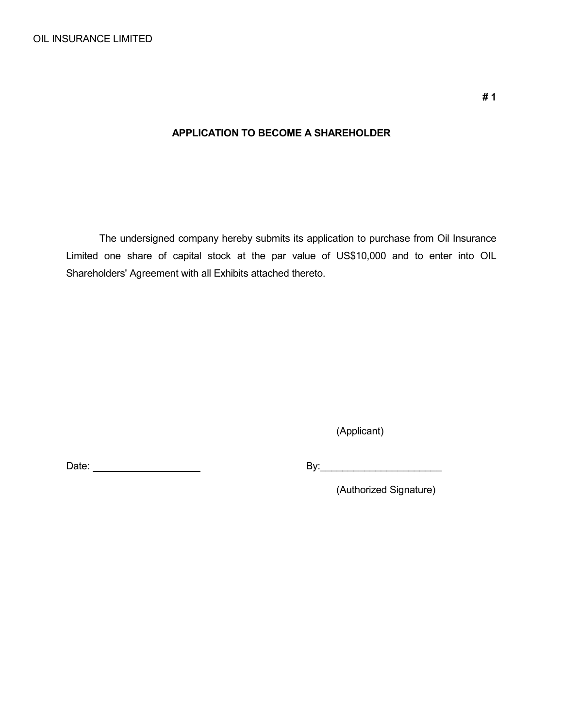OIL INSURANCE LIMITED

**# 1**

## APPLICATION TO BECOME A SHAREHOLDER

The undersigned company hereby submits its application to purchase from Oil Insurance Limited one share of capital stock at the par value of US$10,000 and to enter into OIL Shareholders' Agreement with all Exhibits attached thereto.

(Applicant)

Date: ____________________ By:______________________

(Authorized Signature)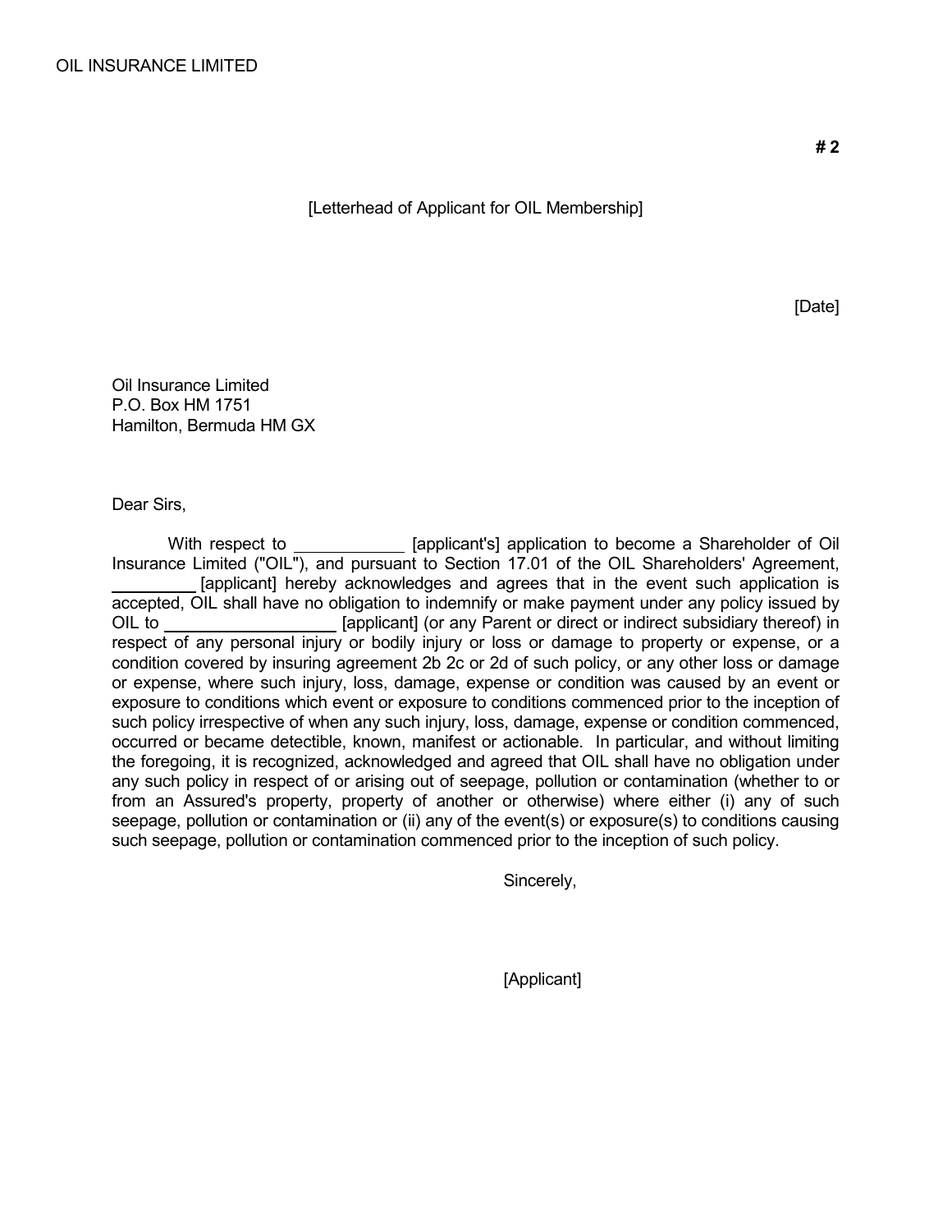OIL INSURANCE LIMITED

**# 2**

[Letterhead of Applicant for OIL Membership]

[Date]

Oil Insurance Limited
P.O. Box HM 1751
Hamilton, Bermuda HM GX

Dear Sirs,

With respect to ____________ [applicant's] application to become a Shareholder of Oil Insurance Limited ("OIL"), and pursuant to Section 17.01 of the OIL Shareholders' Agreement, _________ [applicant] hereby acknowledges and agrees that in the event such application is accepted, OIL shall have no obligation to indemnify or make payment under any policy issued by OIL to ___________________ [applicant] (or any Parent or direct or indirect subsidiary thereof) in respect of any personal injury or bodily injury or loss or damage to property or expense, or a condition covered by insuring agreement 2b 2c or 2d of such policy, or any other loss or damage or expense, where such injury, loss, damage, expense or condition was caused by an event or exposure to conditions which event or exposure to conditions commenced prior to the inception of such policy irrespective of when any such injury, loss, damage, expense or condition commenced, occurred or became detectible, known, manifest or actionable. In particular, and without limiting the foregoing, it is recognized, acknowledged and agreed that OIL shall have no obligation under any such policy in respect of or arising out of seepage, pollution or contamination (whether to or from an Assured's property, property of another or otherwise) where either (i) any of such seepage, pollution or contamination or (ii) any of the event(s) or exposure(s) to conditions causing such seepage, pollution or contamination commenced prior to the inception of such policy.

Sincerely,

[Applicant]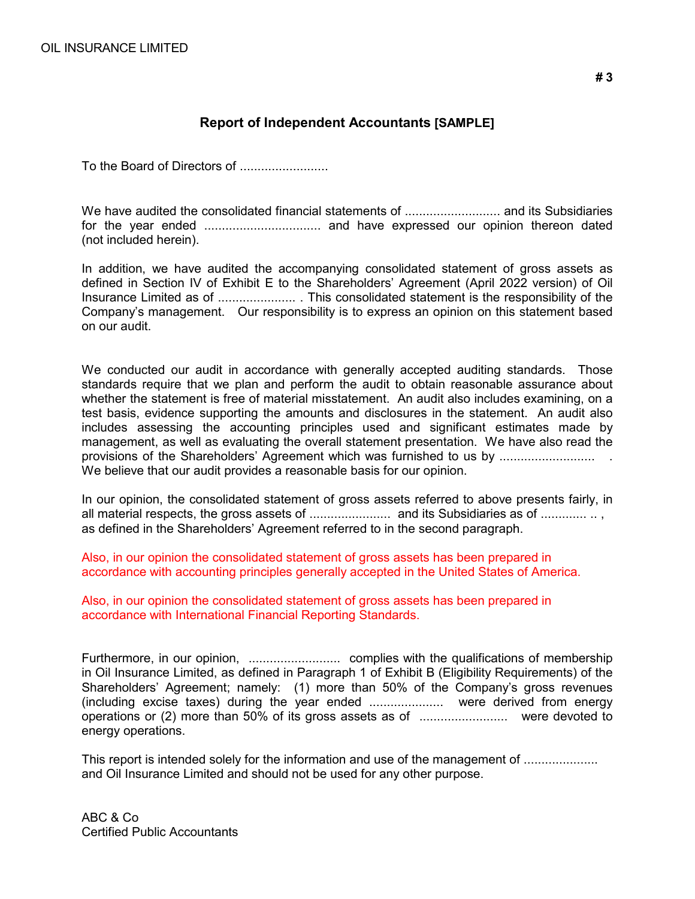OIL INSURANCE LIMITED

**# 3**

## Report of Independent Accountants [SAMPLE]

To the Board of Directors of .........................

We have audited the consolidated financial statements of ........................... and its Subsidiaries for the year ended ................................. and have expressed our opinion thereon dated (not included herein).

In addition, we have audited the accompanying consolidated statement of gross assets as defined in Section IV of Exhibit E to the Shareholders' Agreement (April 2022 version) of Oil Insurance Limited as of ...................... . This consolidated statement is the responsibility of the Company's management. Our responsibility is to express an opinion on this statement based on our audit.

We conducted our audit in accordance with generally accepted auditing standards. Those standards require that we plan and perform the audit to obtain reasonable assurance about whether the statement is free of material misstatement. An audit also includes examining, on a test basis, evidence supporting the amounts and disclosures in the statement. An audit also includes assessing the accounting principles used and significant estimates made by management, as well as evaluating the overall statement presentation. We have also read the provisions of the Shareholders' Agreement which was furnished to us by ........................... . We believe that our audit provides a reasonable basis for our opinion.

In our opinion, the consolidated statement of gross assets referred to above presents fairly, in all material respects, the gross assets of ....................... and its Subsidiaries as of ............. .. , as defined in the Shareholders' Agreement referred to in the second paragraph.

Also, in our opinion the consolidated statement of gross assets has been prepared in accordance with accounting principles generally accepted in the United States of America.

Also, in our opinion the consolidated statement of gross assets has been prepared in accordance with International Financial Reporting Standards.

Furthermore, in our opinion, .......................... complies with the qualifications of membership in Oil Insurance Limited, as defined in Paragraph 1 of Exhibit B (Eligibility Requirements) of the Shareholders' Agreement; namely: (1) more than 50% of the Company's gross revenues (including excise taxes) during the year ended ..................... were derived from energy operations or (2) more than 50% of its gross assets as of ......................... were devoted to energy operations.

This report is intended solely for the information and use of the management of ..................... and Oil Insurance Limited and should not be used for any other purpose.

ABC & Co  
Certified Public Accountants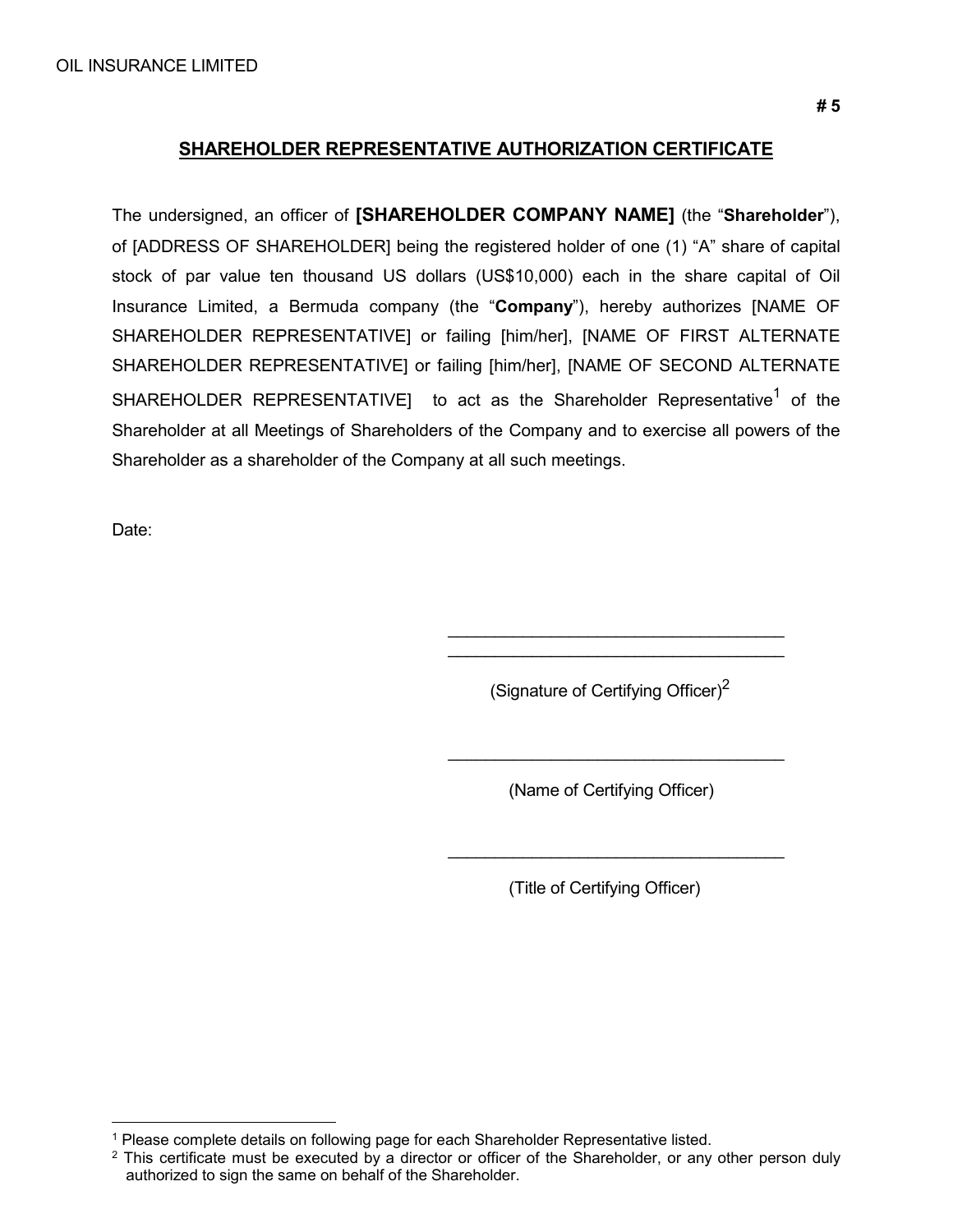# 5

## SHAREHOLDER REPRESENTATIVE AUTHORIZATION CERTIFICATE

The undersigned, an officer of **[SHAREHOLDER COMPANY NAME]** (the "**Shareholder**"), of [ADDRESS OF SHAREHOLDER] being the registered holder of one (1) "A" share of capital stock of par value ten thousand US dollars (US$10,000) each in the share capital of Oil Insurance Limited, a Bermuda company (the "**Company**"), hereby authorizes [NAME OF SHAREHOLDER REPRESENTATIVE] or failing [him/her], [NAME OF FIRST ALTERNATE SHAREHOLDER REPRESENTATIVE] or failing [him/her], [NAME OF SECOND ALTERNATE SHAREHOLDER REPRESENTATIVE] to act as the Shareholder Representative[1] of the Shareholder at all Meetings of Shareholders of the Company and to exercise all powers of the Shareholder as a shareholder of the Company at all such meetings.

Date:

\_\_\_\_\_\_\_\_\_\_\_\_\_\_\_\_\_\_\_\_\_\_\_\_\_\_\_\_\_\_\_\_\_\_\_

(Signature of Certifying Officer)[2]

\_\_\_\_\_\_\_\_\_\_\_\_\_\_\_\_\_\_\_\_\_\_\_\_\_\_\_\_\_\_\_\_\_\_\_

(Name of Certifying Officer)

\_\_\_\_\_\_\_\_\_\_\_\_\_\_\_\_\_\_\_\_\_\_\_\_\_\_\_\_\_\_\_\_\_\_\_

(Title of Certifying Officer)

---

[1] Please complete details on following page for each Shareholder Representative listed.

[2] This certificate must be executed by a director or officer of the Shareholder, or any other person duly authorized to sign the same on behalf of the Shareholder.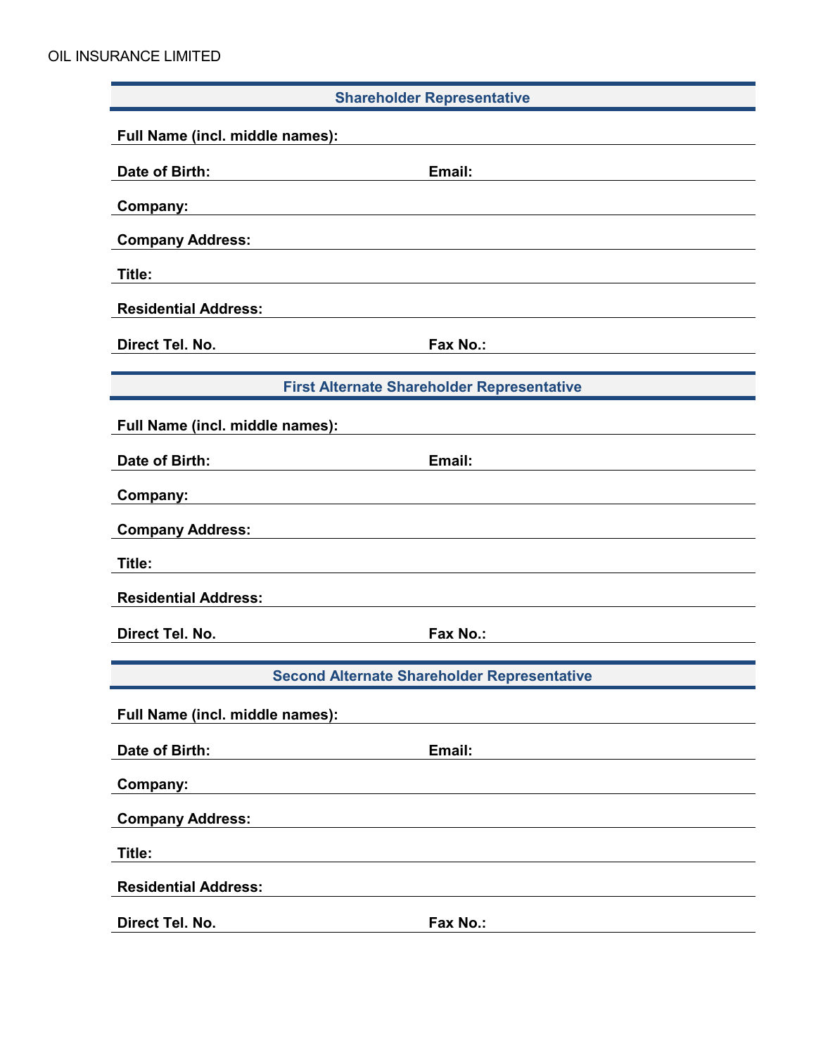OIL INSURANCE LIMITED

## Shareholder Representative

**Full Name (incl. middle names):**

**Date of Birth:** **Email:**

**Company:**

**Company Address:**

**Title:**

**Residential Address:**

**Direct Tel. No.** **Fax No.:**

## First Alternate Shareholder Representative

**Full Name (incl. middle names):**

**Date of Birth:** **Email:**

**Company:**

**Company Address:**

**Title:**

**Residential Address:**

**Direct Tel. No.** **Fax No.:**

## Second Alternate Shareholder Representative

**Full Name (incl. middle names):**

**Date of Birth:** **Email:**

**Company:**

**Company Address:**

**Title:**

**Residential Address:**

**Direct Tel. No.** **Fax No.:**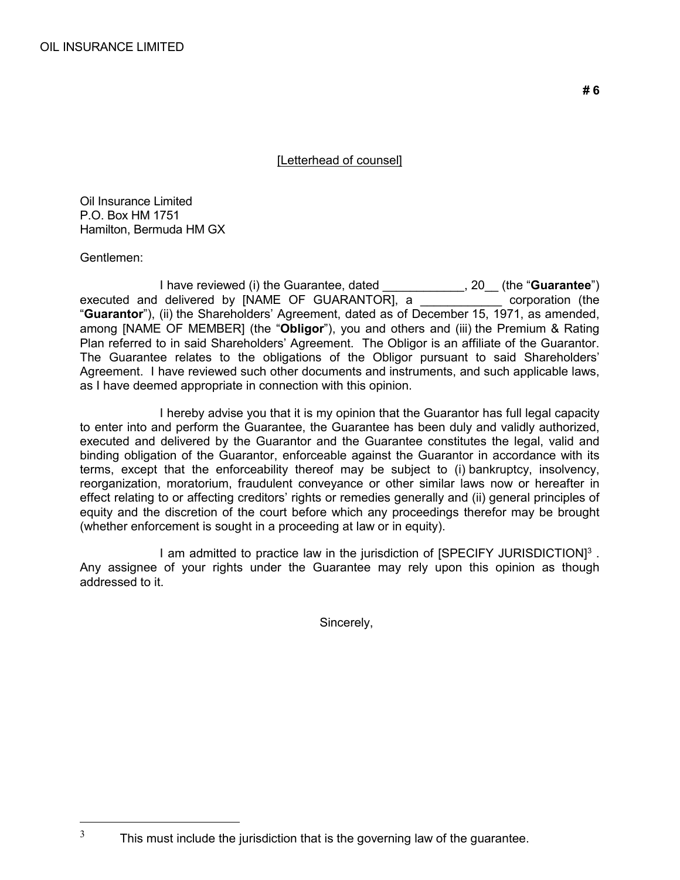**# 6**

[Letterhead of counsel]

Oil Insurance Limited
P.O. Box HM 1751
Hamilton, Bermuda HM GX

Gentlemen:

I have reviewed (i) the Guarantee, dated ____________, 20__ (the "**Guarantee**") executed and delivered by [NAME OF GUARANTOR], a ____________ corporation (the "**Guarantor**"), (ii) the Shareholders' Agreement, dated as of December 15, 1971, as amended, among [NAME OF MEMBER] (the "**Obligor**"), you and others and (iii) the Premium & Rating Plan referred to in said Shareholders' Agreement. The Obligor is an affiliate of the Guarantor. The Guarantee relates to the obligations of the Obligor pursuant to said Shareholders' Agreement. I have reviewed such other documents and instruments, and such applicable laws, as I have deemed appropriate in connection with this opinion.

I hereby advise you that it is my opinion that the Guarantor has full legal capacity to enter into and perform the Guarantee, the Guarantee has been duly and validly authorized, executed and delivered by the Guarantor and the Guarantee constitutes the legal, valid and binding obligation of the Guarantor, enforceable against the Guarantor in accordance with its terms, except that the enforceability thereof may be subject to (i) bankruptcy, insolvency, reorganization, moratorium, fraudulent conveyance or other similar laws now or hereafter in effect relating to or affecting creditors' rights or remedies generally and (ii) general principles of equity and the discretion of the court before which any proceedings therefor may be brought (whether enforcement is sought in a proceeding at law or in equity).

I am admitted to practice law in the jurisdiction of [SPECIFY JURISDICTION][3] . Any assignee of your rights under the Guarantee may rely upon this opinion as though addressed to it.

Sincerely,

---

[3] This must include the jurisdiction that is the governing law of the guarantee.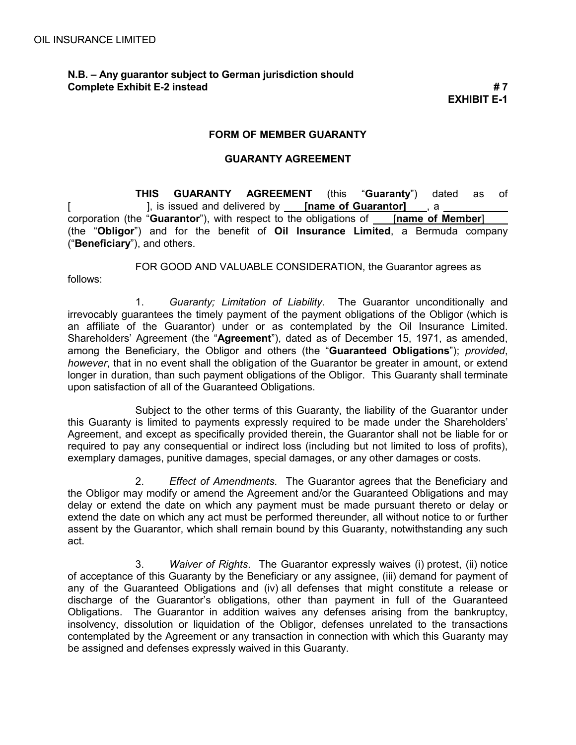OIL INSURANCE LIMITED

**N.B. – Any guarantor subject to German jurisdiction should Complete Exhibit E-2 instead**

**# 7**
**EXHIBIT E-1**

## FORM OF MEMBER GUARANTY

## GUARANTY AGREEMENT

**THIS GUARANTY AGREEMENT** (this "**Guaranty**") dated as of [ ], is issued and delivered by **[name of Guarantor]**, a ____________ corporation (the "**Guarantor**"), with respect to the obligations of [**name of Member**] (the "**Obligor**") and for the benefit of **Oil Insurance Limited**, a Bermuda company ("**Beneficiary**"), and others.

FOR GOOD AND VALUABLE CONSIDERATION, the Guarantor agrees as follows:

1. *Guaranty; Limitation of Liability*. The Guarantor unconditionally and irrevocably guarantees the timely payment of the payment obligations of the Obligor (which is an affiliate of the Guarantor) under or as contemplated by the Oil Insurance Limited. Shareholders' Agreement (the "**Agreement**"), dated as of December 15, 1971, as amended, among the Beneficiary, the Obligor and others (the "**Guaranteed Obligations**"); *provided*, *however*, that in no event shall the obligation of the Guarantor be greater in amount, or extend longer in duration, than such payment obligations of the Obligor. This Guaranty shall terminate upon satisfaction of all of the Guaranteed Obligations.

Subject to the other terms of this Guaranty, the liability of the Guarantor under this Guaranty is limited to payments expressly required to be made under the Shareholders' Agreement, and except as specifically provided therein, the Guarantor shall not be liable for or required to pay any consequential or indirect loss (including but not limited to loss of profits), exemplary damages, punitive damages, special damages, or any other damages or costs.

2. *Effect of Amendments*. The Guarantor agrees that the Beneficiary and the Obligor may modify or amend the Agreement and/or the Guaranteed Obligations and may delay or extend the date on which any payment must be made pursuant thereto or delay or extend the date on which any act must be performed thereunder, all without notice to or further assent by the Guarantor, which shall remain bound by this Guaranty, notwithstanding any such act.

3. *Waiver of Rights*. The Guarantor expressly waives (i) protest, (ii) notice of acceptance of this Guaranty by the Beneficiary or any assignee, (iii) demand for payment of any of the Guaranteed Obligations and (iv) all defenses that might constitute a release or discharge of the Guarantor's obligations, other than payment in full of the Guaranteed Obligations. The Guarantor in addition waives any defenses arising from the bankruptcy, insolvency, dissolution or liquidation of the Obligor, defenses unrelated to the transactions contemplated by the Agreement or any transaction in connection with which this Guaranty may be assigned and defenses expressly waived in this Guaranty.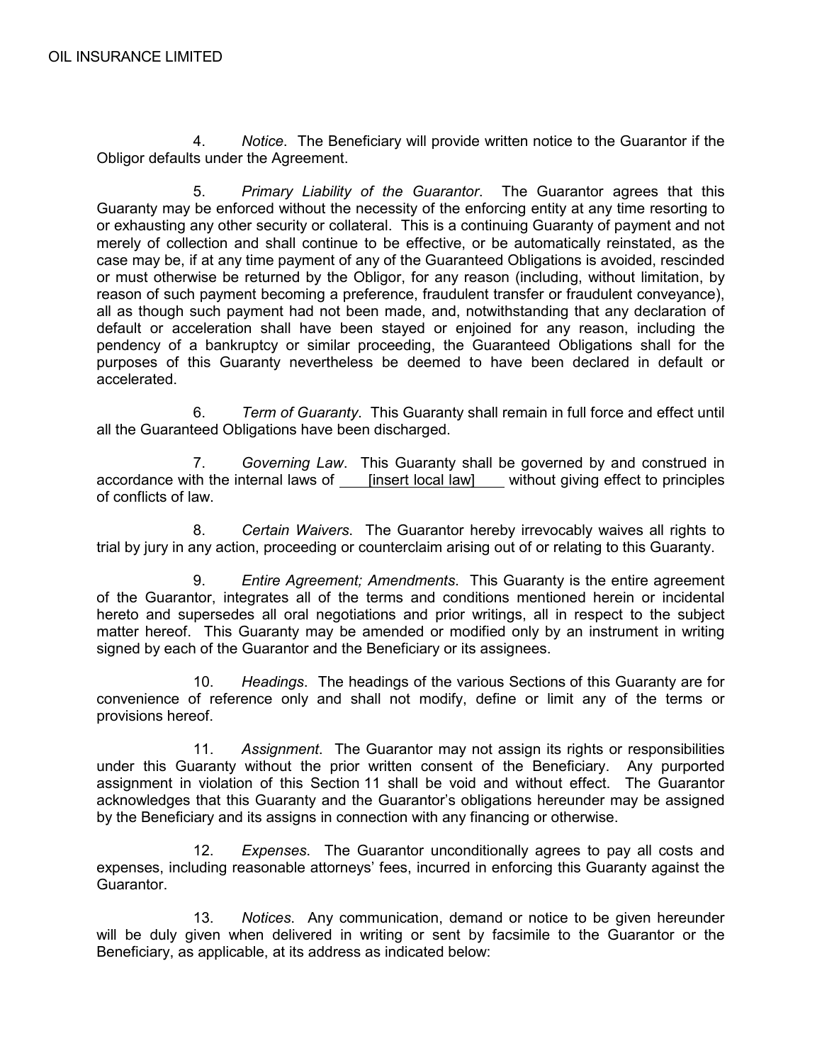4. *Notice*. The Beneficiary will provide written notice to the Guarantor if the Obligor defaults under the Agreement.

5. *Primary Liability of the Guarantor*. The Guarantor agrees that this Guaranty may be enforced without the necessity of the enforcing entity at any time resorting to or exhausting any other security or collateral. This is a continuing Guaranty of payment and not merely of collection and shall continue to be effective, or be automatically reinstated, as the case may be, if at any time payment of any of the Guaranteed Obligations is avoided, rescinded or must otherwise be returned by the Obligor, for any reason (including, without limitation, by reason of such payment becoming a preference, fraudulent transfer or fraudulent conveyance), all as though such payment had not been made, and, notwithstanding that any declaration of default or acceleration shall have been stayed or enjoined for any reason, including the pendency of a bankruptcy or similar proceeding, the Guaranteed Obligations shall for the purposes of this Guaranty nevertheless be deemed to have been declared in default or accelerated.

6. *Term of Guaranty*. This Guaranty shall remain in full force and effect until all the Guaranteed Obligations have been discharged.

7. *Governing Law*. This Guaranty shall be governed by and construed in accordance with the internal laws of \_\_\_\_[insert local law]\_\_\_\_ without giving effect to principles of conflicts of law.

8. *Certain Waivers*. The Guarantor hereby irrevocably waives all rights to trial by jury in any action, proceeding or counterclaim arising out of or relating to this Guaranty.

9. *Entire Agreement; Amendments*. This Guaranty is the entire agreement of the Guarantor, integrates all of the terms and conditions mentioned herein or incidental hereto and supersedes all oral negotiations and prior writings, all in respect to the subject matter hereof. This Guaranty may be amended or modified only by an instrument in writing signed by each of the Guarantor and the Beneficiary or its assignees.

10. *Headings*. The headings of the various Sections of this Guaranty are for convenience of reference only and shall not modify, define or limit any of the terms or provisions hereof.

11. *Assignment*. The Guarantor may not assign its rights or responsibilities under this Guaranty without the prior written consent of the Beneficiary. Any purported assignment in violation of this Section 11 shall be void and without effect. The Guarantor acknowledges that this Guaranty and the Guarantor's obligations hereunder may be assigned by the Beneficiary and its assigns in connection with any financing or otherwise.

12. *Expenses*. The Guarantor unconditionally agrees to pay all costs and expenses, including reasonable attorneys' fees, incurred in enforcing this Guaranty against the Guarantor.

13. *Notices*. Any communication, demand or notice to be given hereunder will be duly given when delivered in writing or sent by facsimile to the Guarantor or the Beneficiary, as applicable, at its address as indicated below: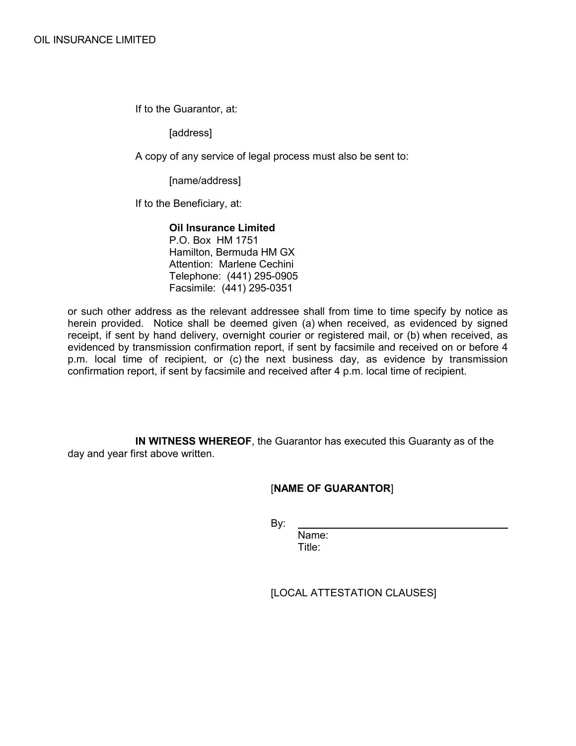If to the Guarantor, at:

[address]

A copy of any service of legal process must also be sent to:

[name/address]

If to the Beneficiary, at:

**Oil Insurance Limited**
P.O. Box HM 1751
Hamilton, Bermuda HM GX
Attention: Marlene Cechini
Telephone: (441) 295-0905
Facsimile: (441) 295-0351

or such other address as the relevant addressee shall from time to time specify by notice as herein provided. Notice shall be deemed given (a) when received, as evidenced by signed receipt, if sent by hand delivery, overnight courier or registered mail, or (b) when received, as evidenced by transmission confirmation report, if sent by facsimile and received on or before 4 p.m. local time of recipient, or (c) the next business day, as evidence by transmission confirmation report, if sent by facsimile and received after 4 p.m. local time of recipient.

**IN WITNESS WHEREOF**, the Guarantor has executed this Guaranty as of the day and year first above written.

[**NAME OF GUARANTOR**]

By: ______________________________
Name:
Title:

[LOCAL ATTESTATION CLAUSES]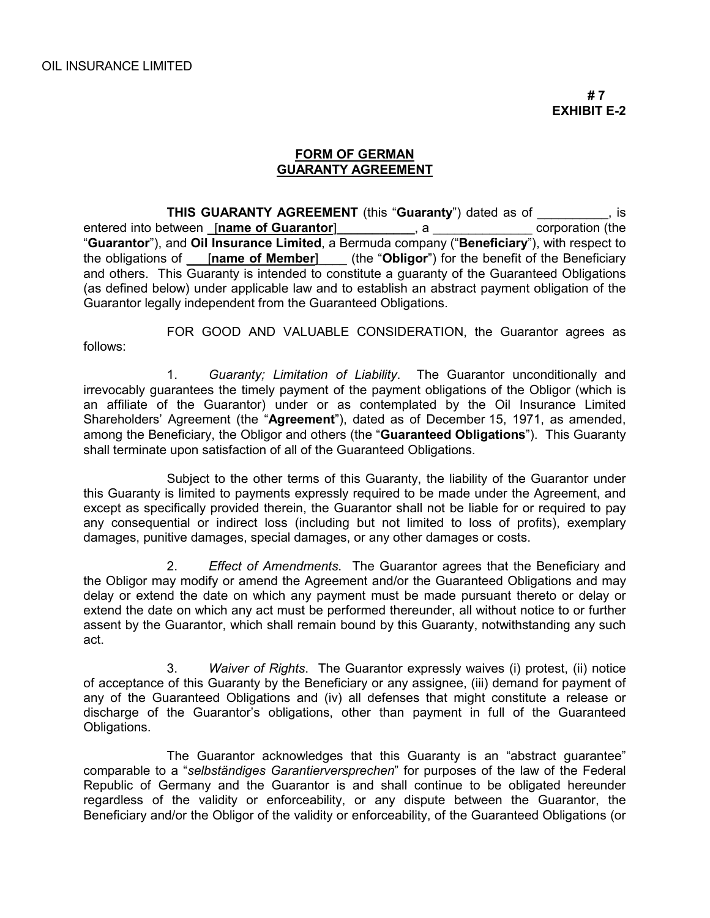OIL INSURANCE LIMITED

**# 7**
**EXHIBIT E-2**

## FORM OF GERMAN GUARANTY AGREEMENT

**THIS GUARANTY AGREEMENT** (this "**Guaranty**") dated as of __________, is entered into between [**name of Guarantor**]___________, a ______________ corporation (the "**Guarantor**"), and **Oil Insurance Limited**, a Bermuda company ("**Beneficiary**"), with respect to the obligations of ___[**name of Member**]____ (the "**Obligor**") for the benefit of the Beneficiary and others. This Guaranty is intended to constitute a guaranty of the Guaranteed Obligations (as defined below) under applicable law and to establish an abstract payment obligation of the Guarantor legally independent from the Guaranteed Obligations.

FOR GOOD AND VALUABLE CONSIDERATION, the Guarantor agrees as follows:

1. *Guaranty; Limitation of Liability*. The Guarantor unconditionally and irrevocably guarantees the timely payment of the payment obligations of the Obligor (which is an affiliate of the Guarantor) under or as contemplated by the Oil Insurance Limited Shareholders' Agreement (the "**Agreement**"), dated as of December 15, 1971, as amended, among the Beneficiary, the Obligor and others (the "**Guaranteed Obligations**"). This Guaranty shall terminate upon satisfaction of all of the Guaranteed Obligations.

Subject to the other terms of this Guaranty, the liability of the Guarantor under this Guaranty is limited to payments expressly required to be made under the Agreement, and except as specifically provided therein, the Guarantor shall not be liable for or required to pay any consequential or indirect loss (including but not limited to loss of profits), exemplary damages, punitive damages, special damages, or any other damages or costs.

2. *Effect of Amendments*. The Guarantor agrees that the Beneficiary and the Obligor may modify or amend the Agreement and/or the Guaranteed Obligations and may delay or extend the date on which any payment must be made pursuant thereto or delay or extend the date on which any act must be performed thereunder, all without notice to or further assent by the Guarantor, which shall remain bound by this Guaranty, notwithstanding any such act.

3. *Waiver of Rights*. The Guarantor expressly waives (i) protest, (ii) notice of acceptance of this Guaranty by the Beneficiary or any assignee, (iii) demand for payment of any of the Guaranteed Obligations and (iv) all defenses that might constitute a release or discharge of the Guarantor's obligations, other than payment in full of the Guaranteed Obligations.

The Guarantor acknowledges that this Guaranty is an "abstract guarantee" comparable to a "*selbständiges Garantierversprechen*" for purposes of the law of the Federal Republic of Germany and the Guarantor is and shall continue to be obligated hereunder regardless of the validity or enforceability, or any dispute between the Guarantor, the Beneficiary and/or the Obligor of the validity or enforceability, of the Guaranteed Obligations (or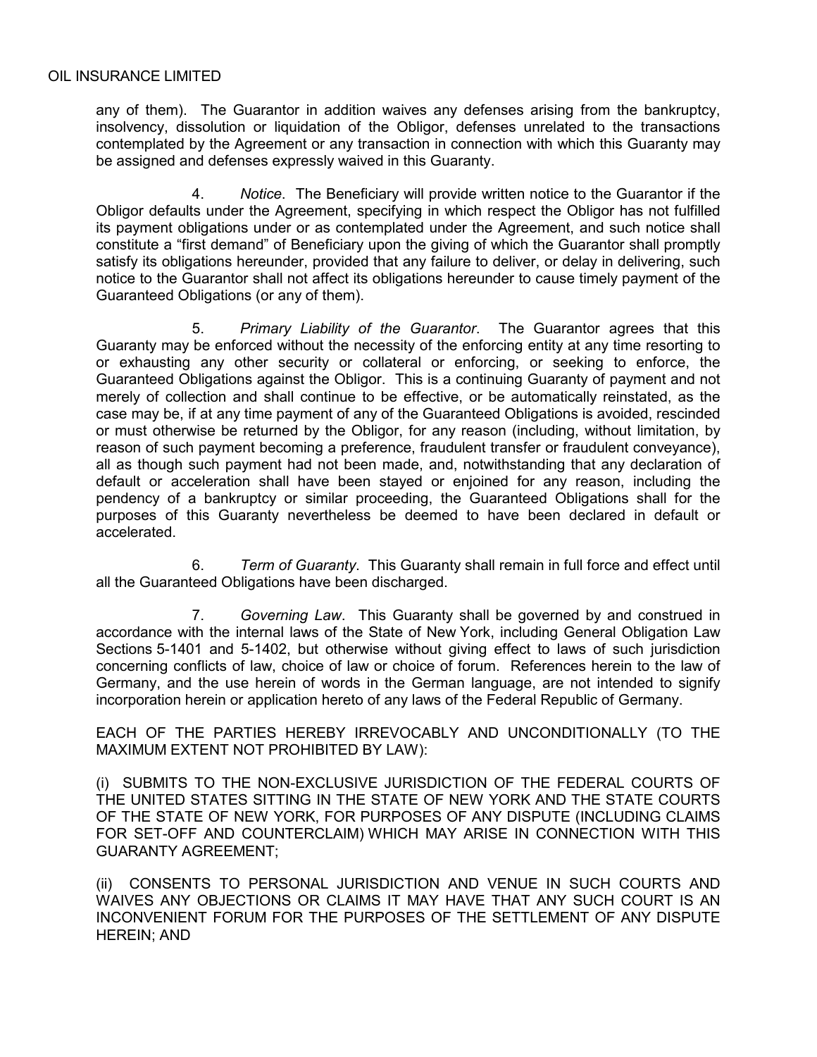any of them). The Guarantor in addition waives any defenses arising from the bankruptcy, insolvency, dissolution or liquidation of the Obligor, defenses unrelated to the transactions contemplated by the Agreement or any transaction in connection with which this Guaranty may be assigned and defenses expressly waived in this Guaranty.

4. *Notice*. The Beneficiary will provide written notice to the Guarantor if the Obligor defaults under the Agreement, specifying in which respect the Obligor has not fulfilled its payment obligations under or as contemplated under the Agreement, and such notice shall constitute a "first demand" of Beneficiary upon the giving of which the Guarantor shall promptly satisfy its obligations hereunder, provided that any failure to deliver, or delay in delivering, such notice to the Guarantor shall not affect its obligations hereunder to cause timely payment of the Guaranteed Obligations (or any of them).

5. *Primary Liability of the Guarantor*. The Guarantor agrees that this Guaranty may be enforced without the necessity of the enforcing entity at any time resorting to or exhausting any other security or collateral or enforcing, or seeking to enforce, the Guaranteed Obligations against the Obligor. This is a continuing Guaranty of payment and not merely of collection and shall continue to be effective, or be automatically reinstated, as the case may be, if at any time payment of any of the Guaranteed Obligations is avoided, rescinded or must otherwise be returned by the Obligor, for any reason (including, without limitation, by reason of such payment becoming a preference, fraudulent transfer or fraudulent conveyance), all as though such payment had not been made, and, notwithstanding that any declaration of default or acceleration shall have been stayed or enjoined for any reason, including the pendency of a bankruptcy or similar proceeding, the Guaranteed Obligations shall for the purposes of this Guaranty nevertheless be deemed to have been declared in default or accelerated.

6. *Term of Guaranty*. This Guaranty shall remain in full force and effect until all the Guaranteed Obligations have been discharged.

7. *Governing Law*. This Guaranty shall be governed by and construed in accordance with the internal laws of the State of New York, including General Obligation Law Sections 5-1401 and 5-1402, but otherwise without giving effect to laws of such jurisdiction concerning conflicts of law, choice of law or choice of forum. References herein to the law of Germany, and the use herein of words in the German language, are not intended to signify incorporation herein or application hereto of any laws of the Federal Republic of Germany.

EACH OF THE PARTIES HEREBY IRREVOCABLY AND UNCONDITIONALLY (TO THE MAXIMUM EXTENT NOT PROHIBITED BY LAW):

(i) SUBMITS TO THE NON-EXCLUSIVE JURISDICTION OF THE FEDERAL COURTS OF THE UNITED STATES SITTING IN THE STATE OF NEW YORK AND THE STATE COURTS OF THE STATE OF NEW YORK, FOR PURPOSES OF ANY DISPUTE (INCLUDING CLAIMS FOR SET-OFF AND COUNTERCLAIM) WHICH MAY ARISE IN CONNECTION WITH THIS GUARANTY AGREEMENT;

(ii) CONSENTS TO PERSONAL JURISDICTION AND VENUE IN SUCH COURTS AND WAIVES ANY OBJECTIONS OR CLAIMS IT MAY HAVE THAT ANY SUCH COURT IS AN INCONVENIENT FORUM FOR THE PURPOSES OF THE SETTLEMENT OF ANY DISPUTE HEREIN; AND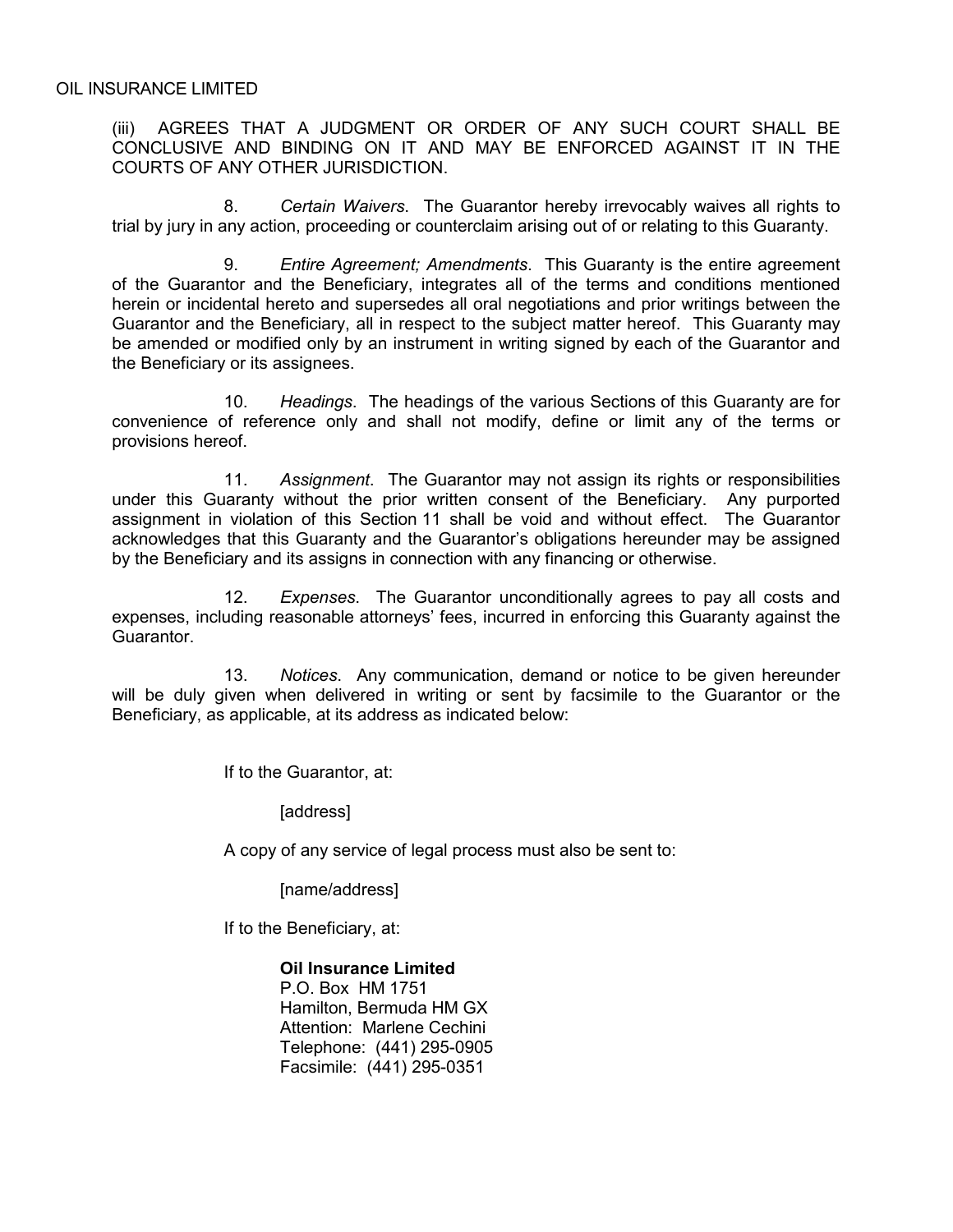(iii) AGREES THAT A JUDGMENT OR ORDER OF ANY SUCH COURT SHALL BE CONCLUSIVE AND BINDING ON IT AND MAY BE ENFORCED AGAINST IT IN THE COURTS OF ANY OTHER JURISDICTION.

8. *Certain Waivers*. The Guarantor hereby irrevocably waives all rights to trial by jury in any action, proceeding or counterclaim arising out of or relating to this Guaranty.

9. *Entire Agreement; Amendments*. This Guaranty is the entire agreement of the Guarantor and the Beneficiary, integrates all of the terms and conditions mentioned herein or incidental hereto and supersedes all oral negotiations and prior writings between the Guarantor and the Beneficiary, all in respect to the subject matter hereof. This Guaranty may be amended or modified only by an instrument in writing signed by each of the Guarantor and the Beneficiary or its assignees.

10. *Headings*. The headings of the various Sections of this Guaranty are for convenience of reference only and shall not modify, define or limit any of the terms or provisions hereof.

11. *Assignment*. The Guarantor may not assign its rights or responsibilities under this Guaranty without the prior written consent of the Beneficiary. Any purported assignment in violation of this Section 11 shall be void and without effect. The Guarantor acknowledges that this Guaranty and the Guarantor's obligations hereunder may be assigned by the Beneficiary and its assigns in connection with any financing or otherwise.

12. *Expenses*. The Guarantor unconditionally agrees to pay all costs and expenses, including reasonable attorneys' fees, incurred in enforcing this Guaranty against the Guarantor.

13. *Notices*. Any communication, demand or notice to be given hereunder will be duly given when delivered in writing or sent by facsimile to the Guarantor or the Beneficiary, as applicable, at its address as indicated below:

If to the Guarantor, at:

[address]

A copy of any service of legal process must also be sent to:

[name/address]

If to the Beneficiary, at:

**Oil Insurance Limited**
P.O. Box HM 1751
Hamilton, Bermuda HM GX
Attention: Marlene Cechini
Telephone: (441) 295-0905
Facsimile: (441) 295-0351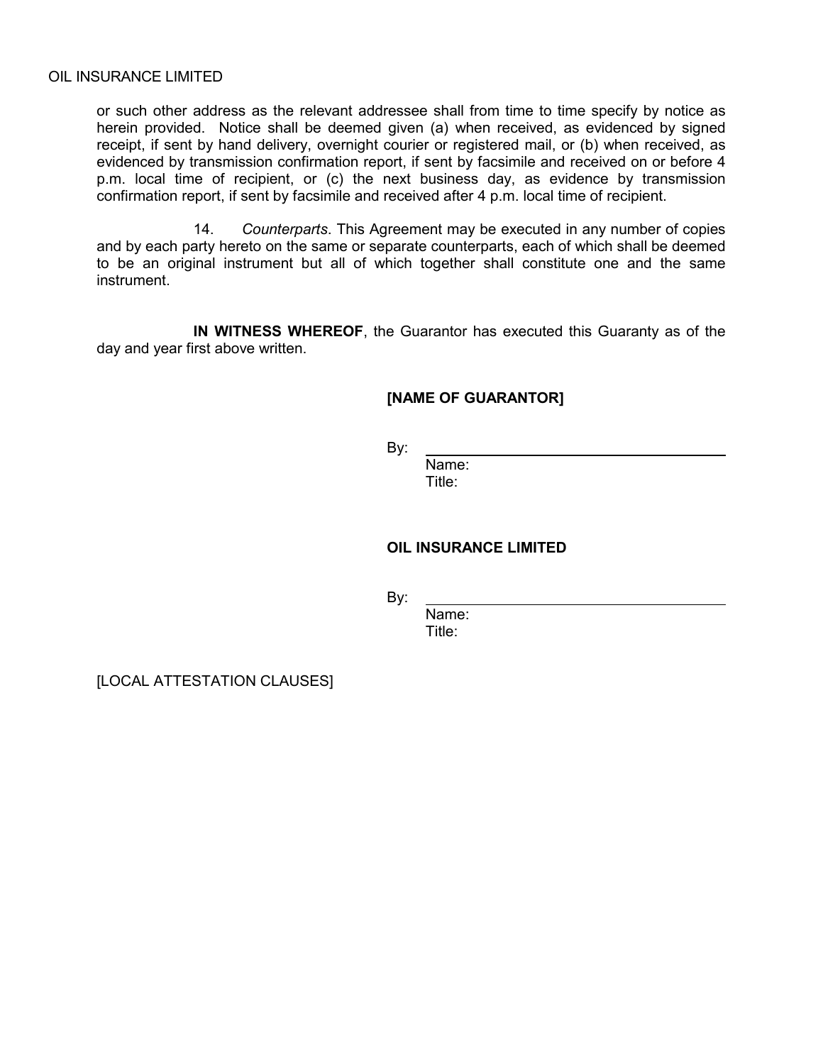or such other address as the relevant addressee shall from time to time specify by notice as herein provided. Notice shall be deemed given (a) when received, as evidenced by signed receipt, if sent by hand delivery, overnight courier or registered mail, or (b) when received, as evidenced by transmission confirmation report, if sent by facsimile and received on or before 4 p.m. local time of recipient, or (c) the next business day, as evidence by transmission confirmation report, if sent by facsimile and received after 4 p.m. local time of recipient.

14. *Counterparts*. This Agreement may be executed in any number of copies and by each party hereto on the same or separate counterparts, each of which shall be deemed to be an original instrument but all of which together shall constitute one and the same instrument.

**IN WITNESS WHEREOF**, the Guarantor has executed this Guaranty as of the day and year first above written.

**[NAME OF GUARANTOR]**

By: \_\_\_\_\_\_\_\_\_\_\_\_\_\_\_\_\_\_\_\_\_\_\_\_\_\_\_\_\_\_\_\_
Name:
Title:

**OIL INSURANCE LIMITED**

By: \_\_\_\_\_\_\_\_\_\_\_\_\_\_\_\_\_\_\_\_\_\_\_\_\_\_\_\_\_\_\_\_
Name:
Title:

[LOCAL ATTESTATION CLAUSES]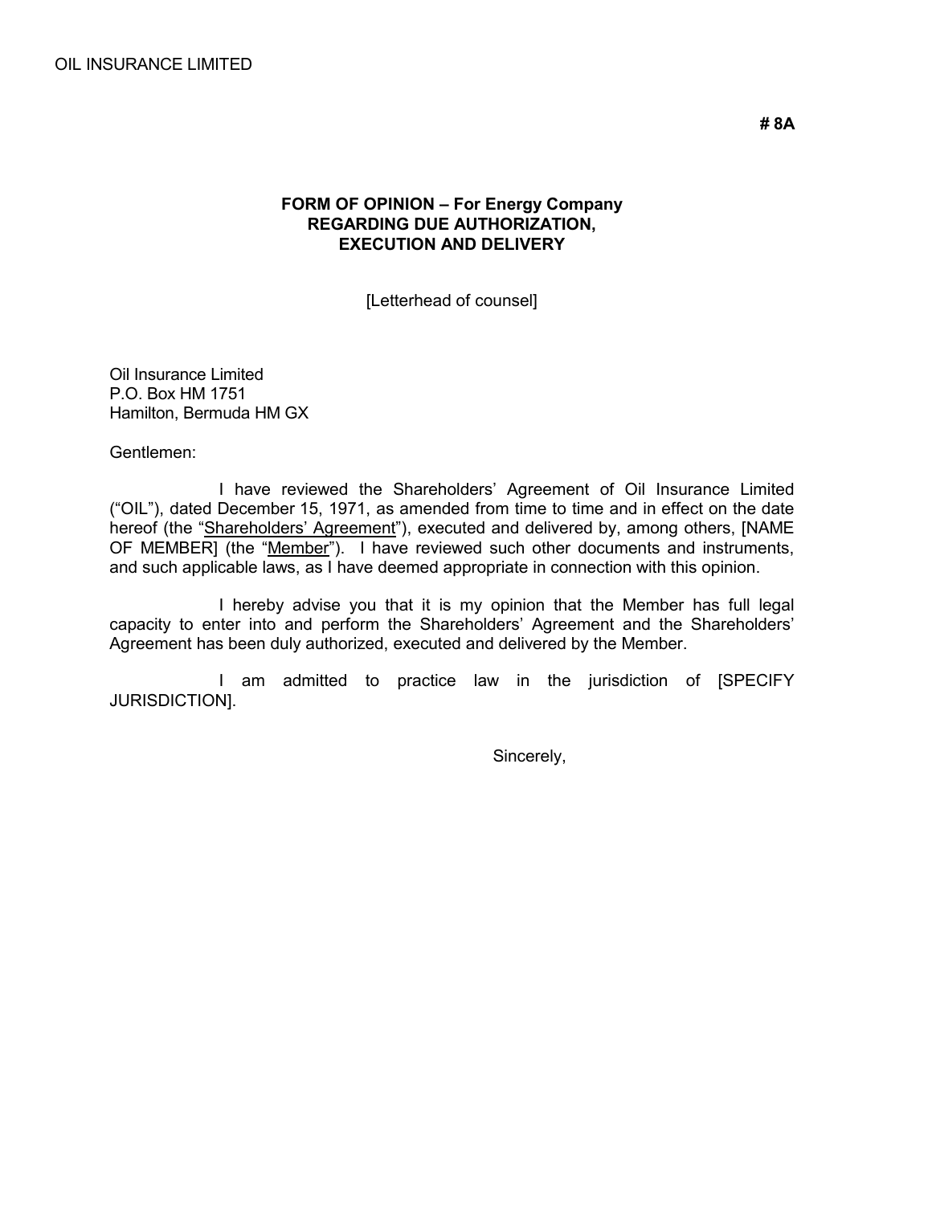# 8A

**FORM OF OPINION – For Energy Company**
**REGARDING DUE AUTHORIZATION,**
**EXECUTION AND DELIVERY**

[Letterhead of counsel]

Oil Insurance Limited
P.O. Box HM 1751
Hamilton, Bermuda HM GX

Gentlemen:

I have reviewed the Shareholders' Agreement of Oil Insurance Limited ("OIL"), dated December 15, 1971, as amended from time to time and in effect on the date hereof (the "Shareholders' Agreement"), executed and delivered by, among others, [NAME OF MEMBER] (the "Member"). I have reviewed such other documents and instruments, and such applicable laws, as I have deemed appropriate in connection with this opinion.

I hereby advise you that it is my opinion that the Member has full legal capacity to enter into and perform the Shareholders' Agreement and the Shareholders' Agreement has been duly authorized, executed and delivered by the Member.

I am admitted to practice law in the jurisdiction of [SPECIFY JURISDICTION].

Sincerely,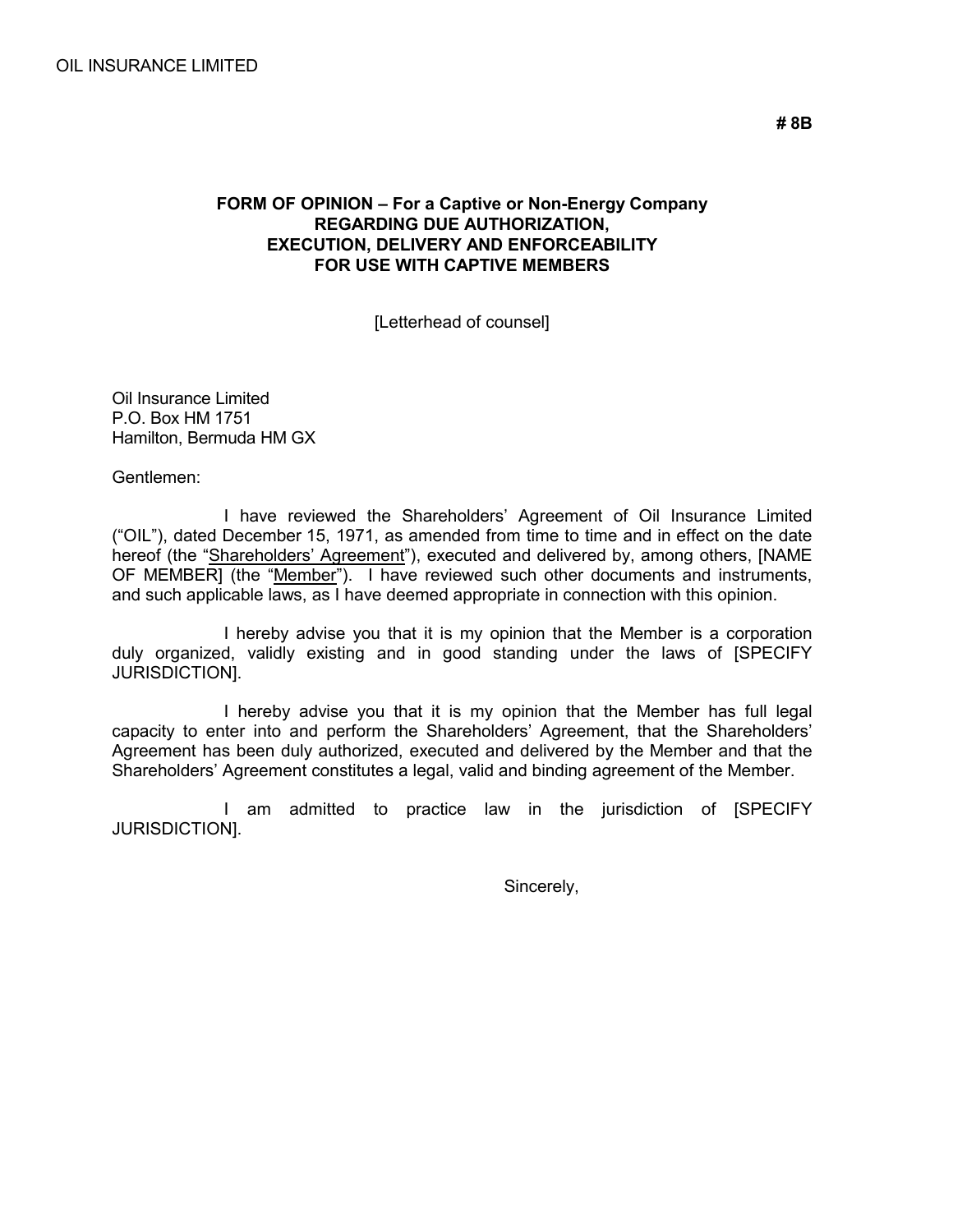# 8B

## FORM OF OPINION – For a Captive or Non-Energy Company REGARDING DUE AUTHORIZATION, EXECUTION, DELIVERY AND ENFORCEABILITY FOR USE WITH CAPTIVE MEMBERS

[Letterhead of counsel]

Oil Insurance Limited
P.O. Box HM 1751
Hamilton, Bermuda HM GX

Gentlemen:

I have reviewed the Shareholders' Agreement of Oil Insurance Limited ("OIL"), dated December 15, 1971, as amended from time to time and in effect on the date hereof (the "Shareholders' Agreement"), executed and delivered by, among others, [NAME OF MEMBER] (the "Member"). I have reviewed such other documents and instruments, and such applicable laws, as I have deemed appropriate in connection with this opinion.

I hereby advise you that it is my opinion that the Member is a corporation duly organized, validly existing and in good standing under the laws of [SPECIFY JURISDICTION].

I hereby advise you that it is my opinion that the Member has full legal capacity to enter into and perform the Shareholders' Agreement, that the Shareholders' Agreement has been duly authorized, executed and delivered by the Member and that the Shareholders' Agreement constitutes a legal, valid and binding agreement of the Member.

I am admitted to practice law in the jurisdiction of [SPECIFY JURISDICTION].

Sincerely,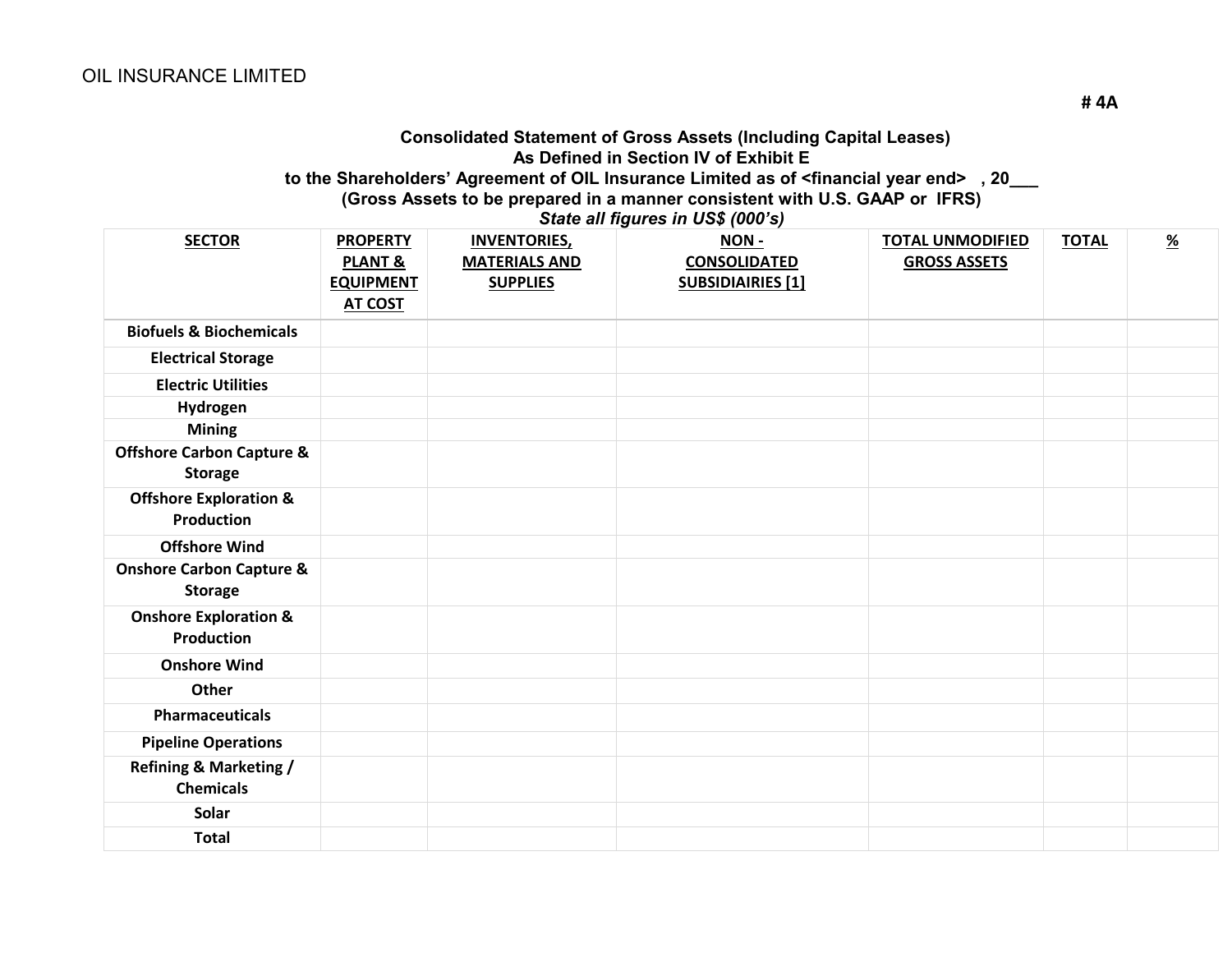OIL INSURANCE LIMITED

# 4A

**Consolidated Statement of Gross Assets (Including Capital Leases)**
**As Defined in Section IV of Exhibit E**
**to the Shareholders' Agreement of OIL Insurance Limited as of <financial year end> , 20___**
**(Gross Assets to be prepared in a manner consistent with U.S. GAAP or IFRS)**
***State all figures in US$ (000's)***

| SECTOR | PROPERTY PLANT & EQUIPMENT AT COST | INVENTORIES, MATERIALS AND SUPPLIES | NON - CONSOLIDATED SUBSIDIAIRIES [1] | TOTAL UNMODIFIED GROSS ASSETS | TOTAL | % |
|---|---|---|---|---|---|---|
| Biofuels & Biochemicals | | | | | | |
| Electrical Storage | | | | | | |
| Electric Utilities | | | | | | |
| Hydrogen | | | | | | |
| Mining | | | | | | |
| Offshore Carbon Capture & Storage | | | | | | |
| Offshore Exploration & Production | | | | | | |
| Offshore Wind | | | | | | |
| Onshore Carbon Capture & Storage | | | | | | |
| Onshore Exploration & Production | | | | | | |
| Onshore Wind | | | | | | |
| Other | | | | | | |
| Pharmaceuticals | | | | | | |
| Pipeline Operations | | | | | | |
| Refining & Marketing / Chemicals | | | | | | |
| Solar | | | | | | |
| Total | | | | | | |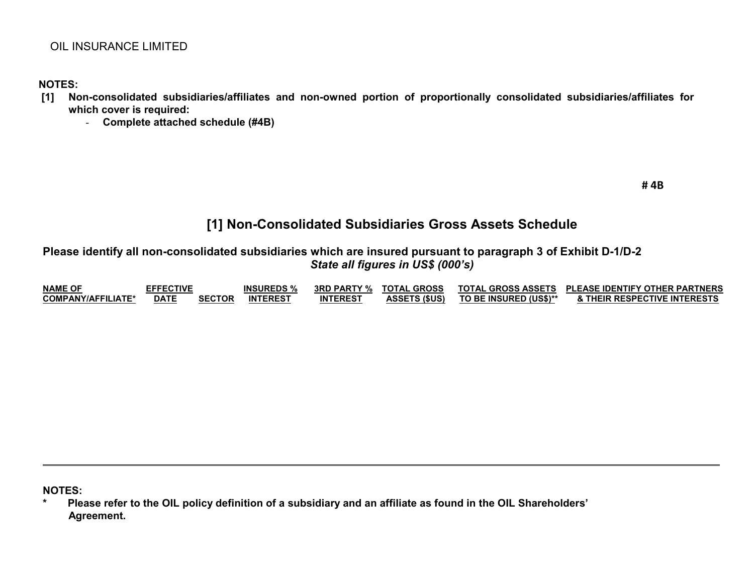OIL INSURANCE LIMITED

**NOTES:**

**[1] Non-consolidated subsidiaries/affiliates and non-owned portion of proportionally consolidated subsidiaries/affiliates for which cover is required:**

- **Complete attached schedule (#4B)**

**# 4B**

## [1] Non-Consolidated Subsidiaries Gross Assets Schedule

**Please identify all non-consolidated subsidiaries which are insured pursuant to paragraph 3 of Exhibit D-1/D-2**

***State all figures in US$ (000's)***

| NAME OF COMPANY/AFFILIATE* | EFFECTIVE DATE | SECTOR | INSUREDS % INTEREST | 3RD PARTY % INTEREST | TOTAL GROSS ASSETS ($US) | TOTAL GROSS ASSETS TO BE INSURED (US$)** | PLEASE IDENTIFY OTHER PARTNERS & THEIR RESPECTIVE INTERESTS |
|---|---|---|---|---|---|---|---|
| | | | | | | | |

**NOTES:**

**\* Please refer to the OIL policy definition of a subsidiary and an affiliate as found in the OIL Shareholders' Agreement.**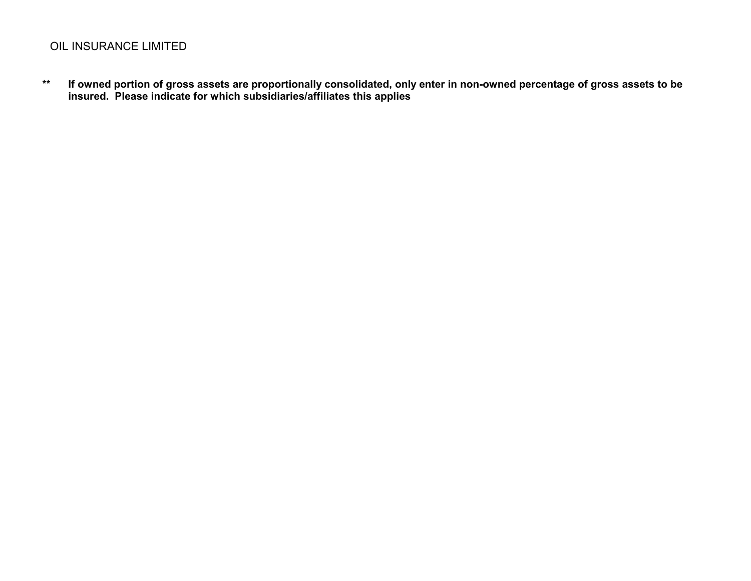OIL INSURANCE LIMITED

** **If owned portion of gross assets are proportionally consolidated, only enter in non-owned percentage of gross assets to be insured. Please indicate for which subsidiaries/affiliates this applies**